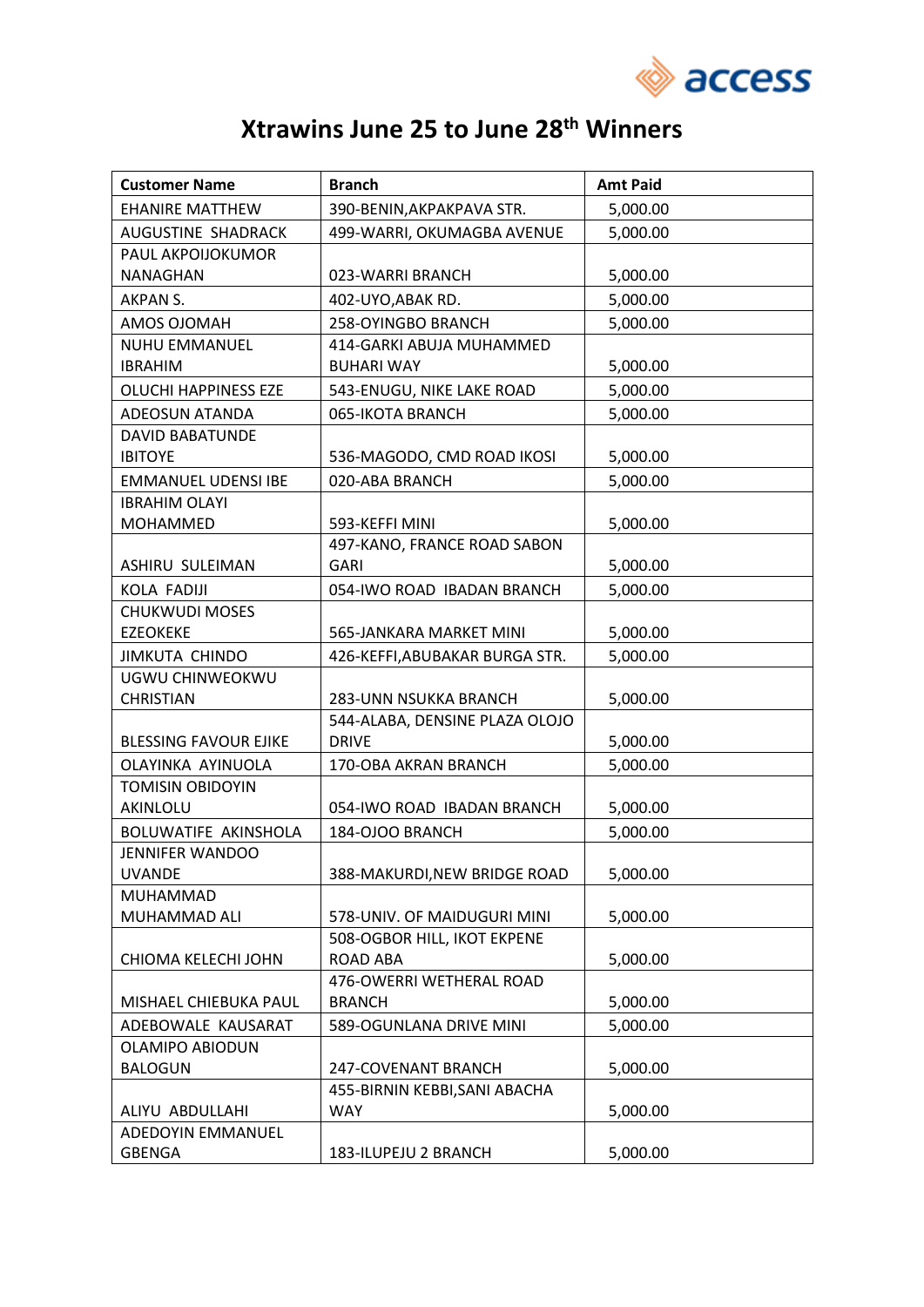access

# Xtrawins June 25 to June 28th Winners

| Customer Name | Branch | Amt Paid |
|---|---|---|
| EHANIRE MATTHEW | 390-BENIN,AKPAKPAVA STR. | 5,000.00 |
| AUGUSTINE SHADRACK | 499-WARRI, OKUMAGBA AVENUE | 5,000.00 |
| PAUL AKPOIJOKUMOR NANAGHAN | 023-WARRI BRANCH | 5,000.00 |
| AKPAN S. | 402-UYO,ABAK RD. | 5,000.00 |
| AMOS OJOMAH | 258-OYINGBO BRANCH | 5,000.00 |
| NUHU EMMANUEL IBRAHIM | 414-GARKI ABUJA MUHAMMED BUHARI WAY | 5,000.00 |
| OLUCHI HAPPINESS EZE | 543-ENUGU, NIKE LAKE ROAD | 5,000.00 |
| ADEOSUN ATANDA | 065-IKOTA BRANCH | 5,000.00 |
| DAVID BABATUNDE IBITOYE | 536-MAGODO, CMD ROAD IKOSI | 5,000.00 |
| EMMANUEL UDENSI IBE | 020-ABA BRANCH | 5,000.00 |
| IBRAHIM OLAYI MOHAMMED | 593-KEFFI MINI | 5,000.00 |
| ASHIRU SULEIMAN | 497-KANO, FRANCE ROAD SABON GARI | 5,000.00 |
| KOLA FADIJI | 054-IWO ROAD IBADAN BRANCH | 5,000.00 |
| CHUKWUDI MOSES EZEOKEKE | 565-JANKARA MARKET MINI | 5,000.00 |
| JIMKUTA CHINDO | 426-KEFFI,ABUBAKAR BURGA STR. | 5,000.00 |
| UGWU CHINWEOKWU CHRISTIAN | 283-UNN NSUKKA BRANCH | 5,000.00 |
| BLESSING FAVOUR EJIKE | 544-ALABA, DENSINE PLAZA OLOJO DRIVE | 5,000.00 |
| OLAYINKA AYINUOLA | 170-OBA AKRAN BRANCH | 5,000.00 |
| TOMISIN OBIDOYIN AKINLOLU | 054-IWO ROAD IBADAN BRANCH | 5,000.00 |
| BOLUWATIFE AKINSHOLA | 184-OJOO BRANCH | 5,000.00 |
| JENNIFER WANDOO UVANDE | 388-MAKURDI,NEW BRIDGE ROAD | 5,000.00 |
| MUHAMMAD MUHAMMAD ALI | 578-UNIV. OF MAIDUGURI MINI | 5,000.00 |
| CHIOMA KELECHI JOHN | 508-OGBOR HILL, IKOT EKPENE ROAD ABA | 5,000.00 |
| MISHAEL CHIEBUKA PAUL | 476-OWERRI WETHERAL ROAD BRANCH | 5,000.00 |
| ADEBOWALE KAUSARAT | 589-OGUNLANA DRIVE MINI | 5,000.00 |
| OLAMIPO ABIODUN BALOGUN | 247-COVENANT BRANCH | 5,000.00 |
| ALIYU ABDULLAHI | 455-BIRNIN KEBBI,SANI ABACHA WAY | 5,000.00 |
| ADEDOYIN EMMANUEL GBENGA | 183-ILUPEJU 2 BRANCH | 5,000.00 |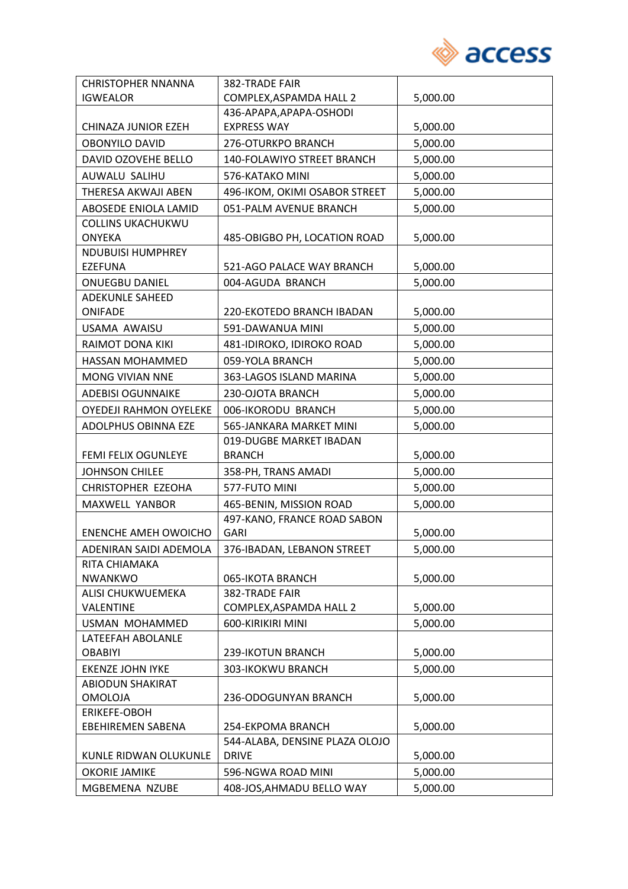| CHRISTOPHER NNANNA IGWEALOR | 382-TRADE FAIR COMPLEX,ASPAMDA HALL 2 | 5,000.00 |
|---|---|---|
| CHINAZA JUNIOR EZEH | 436-APAPA,APAPA-OSHODI EXPRESS WAY | 5,000.00 |
| OBONYILO DAVID | 276-OTURKPO BRANCH | 5,000.00 |
| DAVID OZOVEHE BELLO | 140-FOLAWIYO STREET BRANCH | 5,000.00 |
| AUWALU SALIHU | 576-KATAKO MINI | 5,000.00 |
| THERESA AKWAJI ABEN | 496-IKOM, OKIMI OSABOR STREET | 5,000.00 |
| ABOSEDE ENIOLA LAMID | 051-PALM AVENUE BRANCH | 5,000.00 |
| COLLINS UKACHUKWU ONYEKA | 485-OBIGBO PH, LOCATION ROAD | 5,000.00 |
| NDUBUISI HUMPHREY EZEFUNA | 521-AGO PALACE WAY BRANCH | 5,000.00 |
| ONUEGBU DANIEL | 004-AGUDA BRANCH | 5,000.00 |
| ADEKUNLE SAHEED ONIFADE | 220-EKOTEDO BRANCH IBADAN | 5,000.00 |
| USAMA AWAISU | 591-DAWANUA MINI | 5,000.00 |
| RAIMOT DONA KIKI | 481-IDIROKO, IDIROKO ROAD | 5,000.00 |
| HASSAN MOHAMMED | 059-YOLA BRANCH | 5,000.00 |
| MONG VIVIAN NNE | 363-LAGOS ISLAND MARINA | 5,000.00 |
| ADEBISI OGUNNAIKE | 230-OJOTA BRANCH | 5,000.00 |
| OYEDEJI RAHMON OYELEKE | 006-IKORODU BRANCH | 5,000.00 |
| ADOLPHUS OBINNA EZE | 565-JANKARA MARKET MINI | 5,000.00 |
| FEMI FELIX OGUNLEYE | 019-DUGBE MARKET IBADAN BRANCH | 5,000.00 |
| JOHNSON CHILEE | 358-PH, TRANS AMADI | 5,000.00 |
| CHRISTOPHER EZEOHA | 577-FUTO MINI | 5,000.00 |
| MAXWELL YANBOR | 465-BENIN, MISSION ROAD | 5,000.00 |
| ENENCHE AMEH OWOICHO | 497-KANO, FRANCE ROAD SABON GARI | 5,000.00 |
| ADENIRAN SAIDI ADEMOLA | 376-IBADAN, LEBANON STREET | 5,000.00 |
| RITA CHIAMAKA NWANKWO | 065-IKOTA BRANCH | 5,000.00 |
| ALISI CHUKWUEMEKA VALENTINE | 382-TRADE FAIR COMPLEX,ASPAMDA HALL 2 | 5,000.00 |
| USMAN MOHAMMED | 600-KIRIKIRI MINI | 5,000.00 |
| LATEEFAH ABOLANLE OBABIYI | 239-IKOTUN BRANCH | 5,000.00 |
| EKENZE JOHN IYKE | 303-IKOKWU BRANCH | 5,000.00 |
| ABIODUN SHAKIRAT OMOLOJA | 236-ODOGUNYAN BRANCH | 5,000.00 |
| ERIKEFE-OBOH EBEHIREMEN SABENA | 254-EKPOMA BRANCH | 5,000.00 |
| KUNLE RIDWAN OLUKUNLE | 544-ALABA, DENSINE PLAZA OLOJO DRIVE | 5,000.00 |
| OKORIE JAMIKE | 596-NGWA ROAD MINI | 5,000.00 |
| MGBEMENA NZUBE | 408-JOS,AHMADU BELLO WAY | 5,000.00 |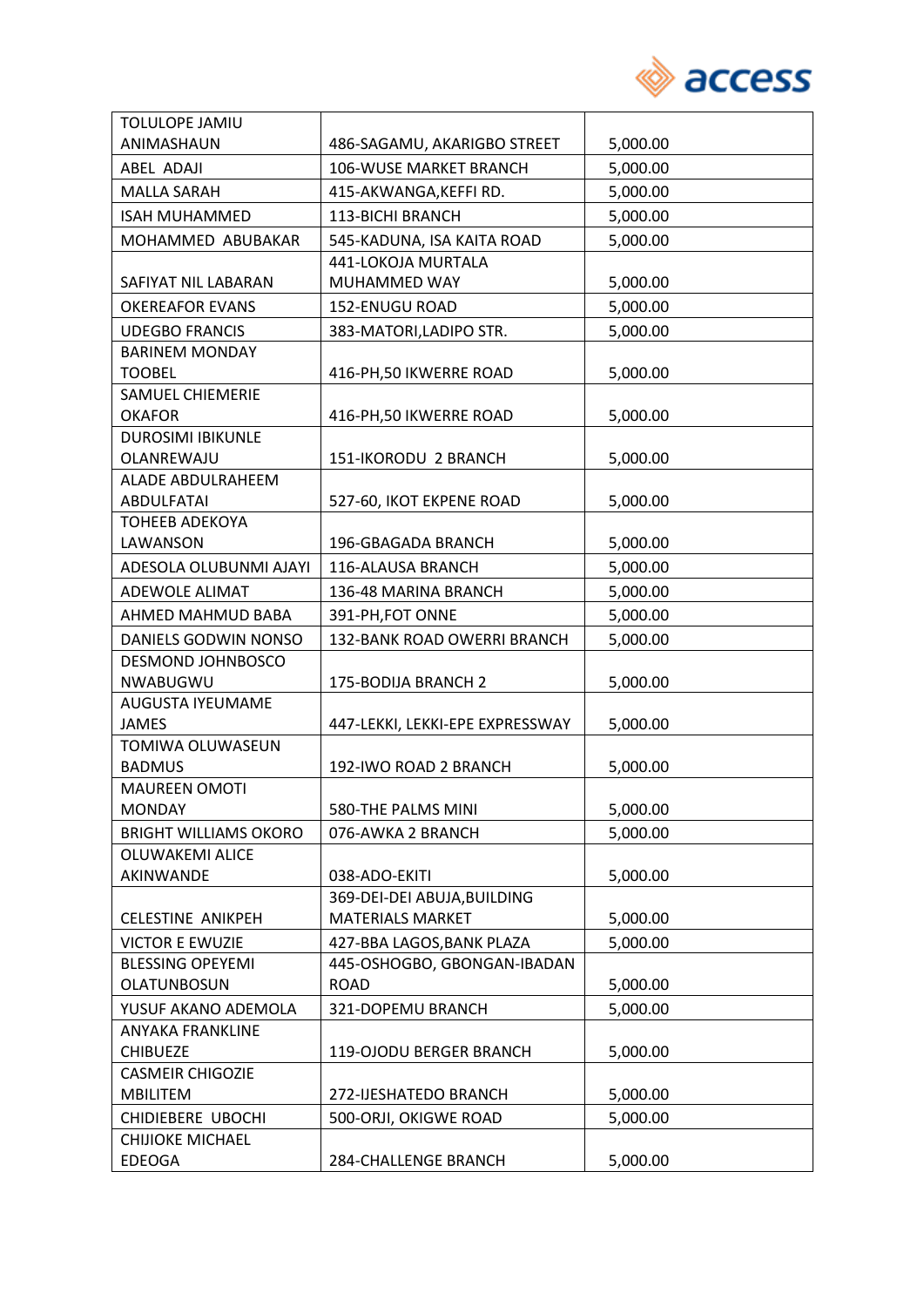| TOLULOPE JAMIU ANIMASHAUN | 486-SAGAMU, AKARIGBO STREET | 5,000.00 |
|---|---|---|
| ABEL ADAJI | 106-WUSE MARKET BRANCH | 5,000.00 |
| MALLA SARAH | 415-AKWANGA,KEFFI RD. | 5,000.00 |
| ISAH MUHAMMED | 113-BICHI BRANCH | 5,000.00 |
| MOHAMMED ABUBAKAR | 545-KADUNA, ISA KAITA ROAD | 5,000.00 |
| SAFIYAT NIL LABARAN | 441-LOKOJA MURTALA MUHAMMED WAY | 5,000.00 |
| OKEREAFOR EVANS | 152-ENUGU ROAD | 5,000.00 |
| UDEGBO FRANCIS | 383-MATORI,LADIPO STR. | 5,000.00 |
| BARINEM MONDAY TOOBEL | 416-PH,50 IKWERRE ROAD | 5,000.00 |
| SAMUEL CHIEMERIE OKAFOR | 416-PH,50 IKWERRE ROAD | 5,000.00 |
| DUROSIMI IBIKUNLE OLANREWAJU | 151-IKORODU 2 BRANCH | 5,000.00 |
| ALADE ABDULRAHEEM ABDULFATAI | 527-60, IKOT EKPENE ROAD | 5,000.00 |
| TOHEEB ADEKOYA LAWANSON | 196-GBAGADA BRANCH | 5,000.00 |
| ADESOLA OLUBUNMI AJAYI | 116-ALAUSA BRANCH | 5,000.00 |
| ADEWOLE ALIMAT | 136-48 MARINA BRANCH | 5,000.00 |
| AHMED MAHMUD BABA | 391-PH,FOT ONNE | 5,000.00 |
| DANIELS GODWIN NONSO | 132-BANK ROAD OWERRI BRANCH | 5,000.00 |
| DESMOND JOHNBOSCO NWABUGWU | 175-BODIJA BRANCH 2 | 5,000.00 |
| AUGUSTA IYEUMAME JAMES | 447-LEKKI, LEKKI-EPE EXPRESSWAY | 5,000.00 |
| TOMIWA OLUWASEUN BADMUS | 192-IWO ROAD 2 BRANCH | 5,000.00 |
| MAUREEN OMOTI MONDAY | 580-THE PALMS MINI | 5,000.00 |
| BRIGHT WILLIAMS OKORO | 076-AWKA 2 BRANCH | 5,000.00 |
| OLUWAKEMI ALICE AKINWANDE | 038-ADO-EKITI | 5,000.00 |
| CELESTINE ANIKPEH | 369-DEI-DEI ABUJA,BUILDING MATERIALS MARKET | 5,000.00 |
| VICTOR E EWUZIE | 427-BBA LAGOS,BANK PLAZA | 5,000.00 |
| BLESSING OPEYEMI OLATUNBOSUN | 445-OSHOGBO, GBONGAN-IBADAN ROAD | 5,000.00 |
| YUSUF AKANO ADEMOLA | 321-DOPEMU BRANCH | 5,000.00 |
| ANYAKA FRANKLINE CHIBUEZE | 119-OJODU BERGER BRANCH | 5,000.00 |
| CASMEIR CHIGOZIE MBILITEM | 272-IJESHATEDO BRANCH | 5,000.00 |
| CHIDIEBERE UBOCHI | 500-ORJI, OKIGWE ROAD | 5,000.00 |
| CHIJIOKE MICHAEL EDEOGA | 284-CHALLENGE BRANCH | 5,000.00 |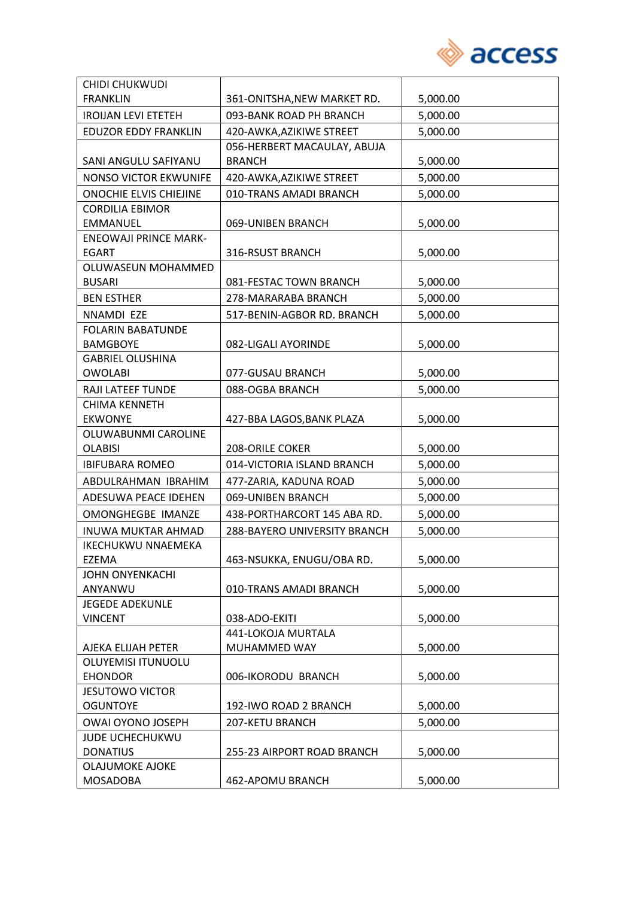| CHIDI CHUKWUDI FRANKLIN | 361-ONITSHA,NEW MARKET RD. | 5,000.00 |
|---|---|---|
| IROIJAN LEVI ETETEH | 093-BANK ROAD PH BRANCH | 5,000.00 |
| EDUZOR EDDY FRANKLIN | 420-AWKA,AZIKIWE STREET | 5,000.00 |
| SANI ANGULU SAFIYANU | 056-HERBERT MACAULAY, ABUJA BRANCH | 5,000.00 |
| NONSO VICTOR EKWUNIFE | 420-AWKA,AZIKIWE STREET | 5,000.00 |
| ONOCHIE ELVIS CHIEJINE | 010-TRANS AMADI BRANCH | 5,000.00 |
| CORDILIA EBIMOR EMMANUEL | 069-UNIBEN BRANCH | 5,000.00 |
| ENEOWAJI PRINCE MARK-EGART | 316-RSUST BRANCH | 5,000.00 |
| OLUWASEUN MOHAMMED BUSARI | 081-FESTAC TOWN BRANCH | 5,000.00 |
| BEN ESTHER | 278-MARARABA BRANCH | 5,000.00 |
| NNAMDI EZE | 517-BENIN-AGBOR RD. BRANCH | 5,000.00 |
| FOLARIN BABATUNDE BAMGBOYE | 082-LIGALI AYORINDE | 5,000.00 |
| GABRIEL OLUSHINA OWOLABI | 077-GUSAU BRANCH | 5,000.00 |
| RAJI LATEEF TUNDE | 088-OGBA BRANCH | 5,000.00 |
| CHIMA KENNETH EKWONYE | 427-BBA LAGOS,BANK PLAZA | 5,000.00 |
| OLUWABUNMI CAROLINE OLABISI | 208-ORILE COKER | 5,000.00 |
| IBIFUBARA ROMEO | 014-VICTORIA ISLAND BRANCH | 5,000.00 |
| ABDULRAHMAN IBRAHIM | 477-ZARIA, KADUNA ROAD | 5,000.00 |
| ADESUWA PEACE IDEHEN | 069-UNIBEN BRANCH | 5,000.00 |
| OMONGHEGBE IMANZE | 438-PORTHARCORT 145 ABA RD. | 5,000.00 |
| INUWA MUKTAR AHMAD | 288-BAYERO UNIVERSITY BRANCH | 5,000.00 |
| IKECHUKWU NNAEMEKA EZEMA | 463-NSUKKA, ENUGU/OBA RD. | 5,000.00 |
| JOHN ONYENKACHI ANYANWU | 010-TRANS AMADI BRANCH | 5,000.00 |
| JEGEDE ADEKUNLE VINCENT | 038-ADO-EKITI | 5,000.00 |
| AJEKA ELIJAH PETER | 441-LOKOJA MURTALA MUHAMMED WAY | 5,000.00 |
| OLUYEMISI ITUNUOLU EHONDOR | 006-IKORODU BRANCH | 5,000.00 |
| JESUTOWO VICTOR OGUNTOYE | 192-IWO ROAD 2 BRANCH | 5,000.00 |
| OWAI OYONO JOSEPH | 207-KETU BRANCH | 5,000.00 |
| JUDE UCHECHUKWU DONATIUS | 255-23 AIRPORT ROAD BRANCH | 5,000.00 |
| OLAJUMOKE AJOKE MOSADOBA | 462-APOMU BRANCH | 5,000.00 |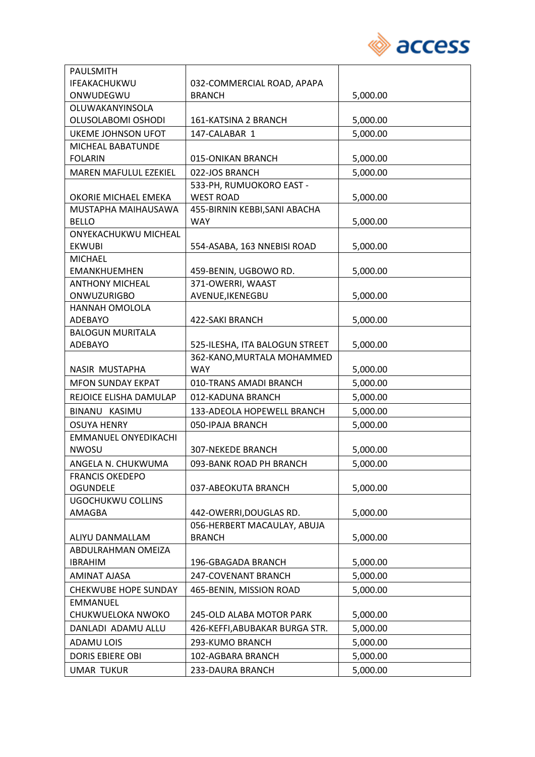| PAULSMITH IFEAKACHUKWU ONWUDEGWU | 032-COMMERCIAL ROAD, APAPA BRANCH | 5,000.00 |
|---|---|---|
| OLUWAKANYINSOLA OLUSOLABOMI OSHODI | 161-KATSINA 2 BRANCH | 5,000.00 |
| UKEME JOHNSON UFOT | 147-CALABAR 1 | 5,000.00 |
| MICHEAL BABATUNDE FOLARIN | 015-ONIKAN BRANCH | 5,000.00 |
| MAREN MAFULUL EZEKIEL | 022-JOS BRANCH | 5,000.00 |
| OKORIE MICHAEL EMEKA | 533-PH, RUMUOKORO EAST - WEST ROAD | 5,000.00 |
| MUSTAPHA MAIHAUSAWA BELLO | 455-BIRNIN KEBBI,SANI ABACHA WAY | 5,000.00 |
| ONYEKACHUKWU MICHEAL EKWUBI | 554-ASABA, 163 NNEBISI ROAD | 5,000.00 |
| MICHAEL EMANKHUEMHEN | 459-BENIN, UGBOWO RD. | 5,000.00 |
| ANTHONY MICHEAL ONWUZURIGBO | 371-OWERRI, WAAST AVENUE,IKENEGBU | 5,000.00 |
| HANNAH OMOLOLA ADEBAYO | 422-SAKI BRANCH | 5,000.00 |
| BALOGUN MURITALA ADEBAYO | 525-ILESHA, ITA BALOGUN STREET | 5,000.00 |
| NASIR MUSTAPHA | 362-KANO,MURTALA MOHAMMED WAY | 5,000.00 |
| MFON SUNDAY EKPAT | 010-TRANS AMADI BRANCH | 5,000.00 |
| REJOICE ELISHA DAMULAP | 012-KADUNA BRANCH | 5,000.00 |
| BINANU KASIMU | 133-ADEOLA HOPEWELL BRANCH | 5,000.00 |
| OSUYA HENRY | 050-IPAJA BRANCH | 5,000.00 |
| EMMANUEL ONYEDIKACHI NWOSU | 307-NEKEDE BRANCH | 5,000.00 |
| ANGELA N. CHUKWUMA | 093-BANK ROAD PH BRANCH | 5,000.00 |
| FRANCIS OKEDEPO OGUNDELE | 037-ABEOKUTA BRANCH | 5,000.00 |
| UGOCHUKWU COLLINS AMAGBA | 442-OWERRI,DOUGLAS RD. | 5,000.00 |
| ALIYU DANMALLAM | 056-HERBERT MACAULAY, ABUJA BRANCH | 5,000.00 |
| ABDULRAHMAN OMEIZA IBRAHIM | 196-GBAGADA BRANCH | 5,000.00 |
| AMINAT AJASA | 247-COVENANT BRANCH | 5,000.00 |
| CHEKWUBE HOPE SUNDAY | 465-BENIN, MISSION ROAD | 5,000.00 |
| EMMANUEL CHUKWUELOKA NWOKO | 245-OLD ALABA MOTOR PARK | 5,000.00 |
| DANLADI ADAMU ALLU | 426-KEFFI,ABUBAKAR BURGA STR. | 5,000.00 |
| ADAMU LOIS | 293-KUMO BRANCH | 5,000.00 |
| DORIS EBIERE OBI | 102-AGBARA BRANCH | 5,000.00 |
| UMAR TUKUR | 233-DAURA BRANCH | 5,000.00 |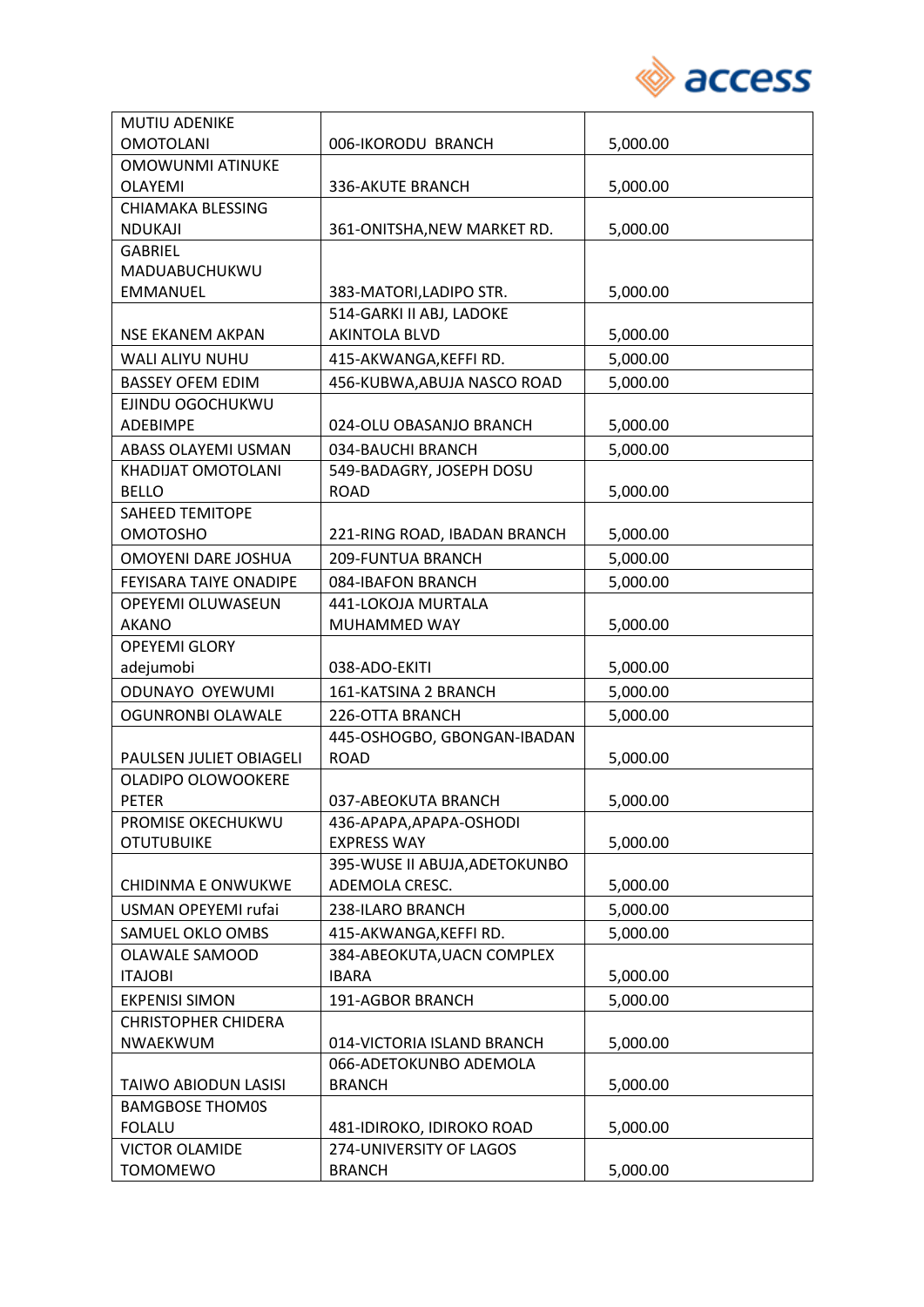| | | |
|---|---|---|
| MUTIU ADENIKE OMOTOLANI | 006-IKORODU BRANCH | 5,000.00 |
| OMOWUNMI ATINUKE OLAYEMI | 336-AKUTE BRANCH | 5,000.00 |
| CHIAMAKA BLESSING NDUKAJI | 361-ONITSHA,NEW MARKET RD. | 5,000.00 |
| GABRIEL MADUABUCHUKWU EMMANUEL | 383-MATORI,LADIPO STR. | 5,000.00 |
| NSE EKANEM AKPAN | 514-GARKI II ABJ, LADOKE AKINTOLA BLVD | 5,000.00 |
| WALI ALIYU NUHU | 415-AKWANGA,KEFFI RD. | 5,000.00 |
| BASSEY OFEM EDIM | 456-KUBWA,ABUJA NASCO ROAD | 5,000.00 |
| EJINDU OGOCHUKWU ADEBIMPE | 024-OLU OBASANJO BRANCH | 5,000.00 |
| ABASS OLAYEMI USMAN | 034-BAUCHI BRANCH | 5,000.00 |
| KHADIJAT OMOTOLANI BELLO | 549-BADAGRY, JOSEPH DOSU ROAD | 5,000.00 |
| SAHEED TEMITOPE OMOTOSHO | 221-RING ROAD, IBADAN BRANCH | 5,000.00 |
| OMOYENI DARE JOSHUA | 209-FUNTUA BRANCH | 5,000.00 |
| FEYISARA TAIYE ONADIPE | 084-IBAFON BRANCH | 5,000.00 |
| OPEYEMI OLUWASEUN AKANO | 441-LOKOJA MURTALA MUHAMMED WAY | 5,000.00 |
| OPEYEMI GLORY adejumobi | 038-ADO-EKITI | 5,000.00 |
| ODUNAYO OYEWUMI | 161-KATSINA 2 BRANCH | 5,000.00 |
| OGUNRONBI OLAWALE | 226-OTTA BRANCH | 5,000.00 |
| PAULSEN JULIET OBIAGELI | 445-OSHOGBO, GBONGAN-IBADAN ROAD | 5,000.00 |
| OLADIPO OLOWOOKERE PETER | 037-ABEOKUTA BRANCH | 5,000.00 |
| PROMISE OKECHUKWU OTUTUBUIKE | 436-APAPA,APAPA-OSHODI EXPRESS WAY | 5,000.00 |
| CHIDINMA E ONWUKWE | 395-WUSE II ABUJA,ADETOKUNBO ADEMOLA CRESC. | 5,000.00 |
| USMAN OPEYEMI rufai | 238-ILARO BRANCH | 5,000.00 |
| SAMUEL OKLO OMBS | 415-AKWANGA,KEFFI RD. | 5,000.00 |
| OLAWALE SAMOOD ITAJOBI | 384-ABEOKUTA,UACN COMPLEX IBARA | 5,000.00 |
| EKPENISI SIMON | 191-AGBOR BRANCH | 5,000.00 |
| CHRISTOPHER CHIDERA NWAEKWUM | 014-VICTORIA ISLAND BRANCH | 5,000.00 |
| TAIWO ABIODUN LASISI | 066-ADETOKUNBO ADEMOLA BRANCH | 5,000.00 |
| BAMGBOSE THOM0S FOLALU | 481-IDIROKO, IDIROKO ROAD | 5,000.00 |
| VICTOR OLAMIDE TOMOMEWO | 274-UNIVERSITY OF LAGOS BRANCH | 5,000.00 |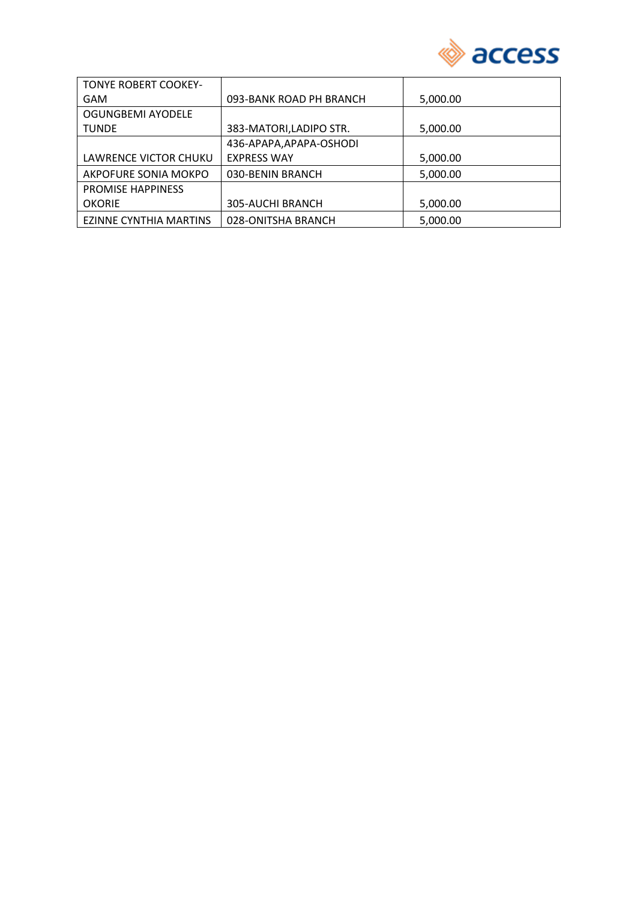| | | |
|---|---|---|
| TONYE ROBERT COOKEY-GAM | 093-BANK ROAD PH BRANCH | 5,000.00 |
| OGUNGBEMI AYODELE TUNDE | 383-MATORI,LADIPO STR. | 5,000.00 |
| LAWRENCE VICTOR CHUKU | 436-APAPA,APAPA-OSHODI EXPRESS WAY | 5,000.00 |
| AKPOFURE SONIA MOKPO | 030-BENIN BRANCH | 5,000.00 |
| PROMISE HAPPINESS OKORIE | 305-AUCHI BRANCH | 5,000.00 |
| EZINNE CYNTHIA MARTINS | 028-ONITSHA BRANCH | 5,000.00 |